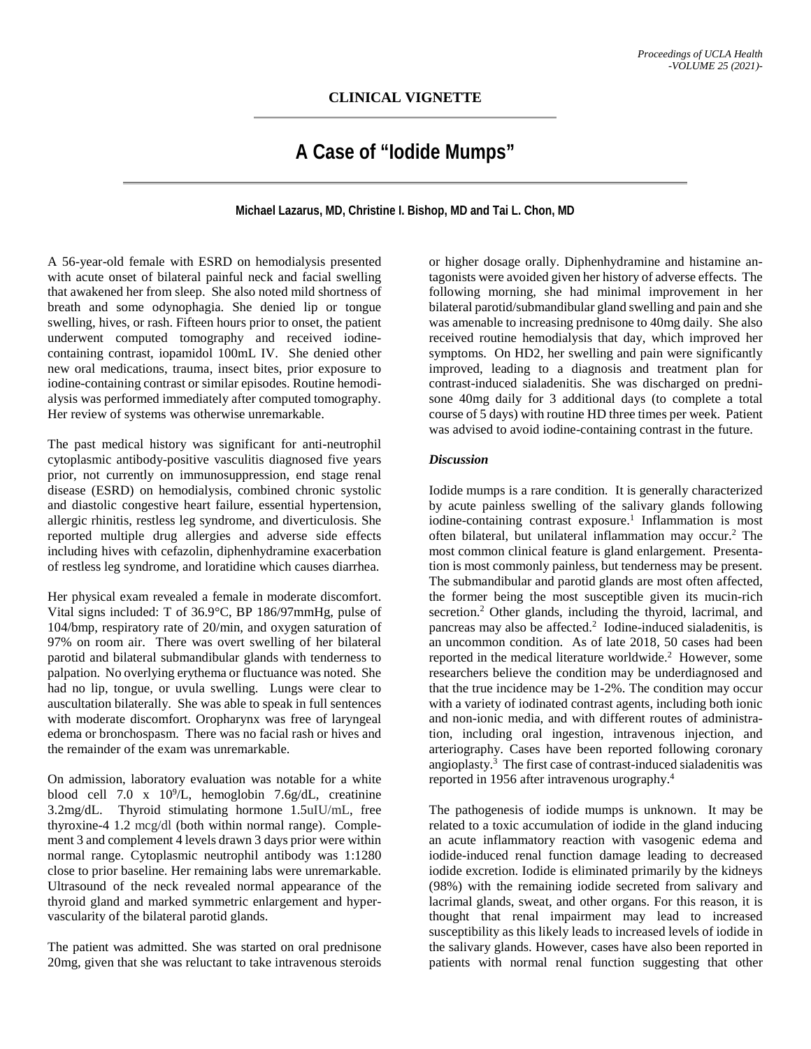**CLINICAL VIGNETTE**

# A Case of "Iodide Mumps"

**Michael Lazarus, MD, Christine I. Bishop, MD and Tai L. Chon, MD**

A 56-year-old female with ESRD on hemodialysis presented with acute onset of bilateral painful neck and facial swelling that awakened her from sleep. She also noted mild shortness of breath and some odynophagia. She denied lip or tongue swelling, hives, or rash. Fifteen hours prior to onset, the patient underwent computed tomography and received iodine-containing contrast, iopamidol 100mL IV. She denied other new oral medications, trauma, insect bites, prior exposure to iodine-containing contrast or similar episodes. Routine hemodialysis was performed immediately after computed tomography. Her review of systems was otherwise unremarkable.

The past medical history was significant for anti-neutrophil cytoplasmic antibody-positive vasculitis diagnosed five years prior, not currently on immunosuppression, end stage renal disease (ESRD) on hemodialysis, combined chronic systolic and diastolic congestive heart failure, essential hypertension, allergic rhinitis, restless leg syndrome, and diverticulosis. She reported multiple drug allergies and adverse side effects including hives with cefazolin, diphenhydramine exacerbation of restless leg syndrome, and loratidine which causes diarrhea.

Her physical exam revealed a female in moderate discomfort. Vital signs included: T of 36.9°C, BP 186/97mmHg, pulse of 104/bmp, respiratory rate of 20/min, and oxygen saturation of 97% on room air. There was overt swelling of her bilateral parotid and bilateral submandibular glands with tenderness to palpation. No overlying erythema or fluctuance was noted. She had no lip, tongue, or uvula swelling. Lungs were clear to auscultation bilaterally. She was able to speak in full sentences with moderate discomfort. Oropharynx was free of laryngeal edema or bronchospasm. There was no facial rash or hives and the remainder of the exam was unremarkable.

On admission, laboratory evaluation was notable for a white blood cell 7.0 x $10^9$/L, hemoglobin 7.6g/dL, creatinine 3.2mg/dL. Thyroid stimulating hormone 1.5uIU/mL, free thyroxine-4 1.2 mcg/dl (both within normal range). Complement 3 and complement 4 levels drawn 3 days prior were within normal range. Cytoplasmic neutrophil antibody was 1:1280 close to prior baseline. Her remaining labs were unremarkable. Ultrasound of the neck revealed normal appearance of the thyroid gland and marked symmetric enlargement and hypervascularity of the bilateral parotid glands.

The patient was admitted. She was started on oral prednisone 20mg, given that she was reluctant to take intravenous steroids or higher dosage orally. Diphenhydramine and histamine antagonists were avoided given her history of adverse effects. The following morning, she had minimal improvement in her bilateral parotid/submandibular gland swelling and pain and she was amenable to increasing prednisone to 40mg daily. She also received routine hemodialysis that day, which improved her symptoms. On HD2, her swelling and pain were significantly improved, leading to a diagnosis and treatment plan for contrast-induced sialadenitis. She was discharged on prednisone 40mg daily for 3 additional days (to complete a total course of 5 days) with routine HD three times per week. Patient was advised to avoid iodine-containing contrast in the future.

### *Discussion*

Iodide mumps is a rare condition. It is generally characterized by acute painless swelling of the salivary glands following iodine-containing contrast exposure.[1] Inflammation is most often bilateral, but unilateral inflammation may occur.[2] The most common clinical feature is gland enlargement. Presentation is most commonly painless, but tenderness may be present. The submandibular and parotid glands are most often affected, the former being the most susceptible given its mucin-rich secretion.[2] Other glands, including the thyroid, lacrimal, and pancreas may also be affected.[2] Iodine-induced sialadenitis, is an uncommon condition. As of late 2018, 50 cases had been reported in the medical literature worldwide.[2] However, some researchers believe the condition may be underdiagnosed and that the true incidence may be 1-2%. The condition may occur with a variety of iodinated contrast agents, including both ionic and non-ionic media, and with different routes of administration, including oral ingestion, intravenous injection, and arteriography. Cases have been reported following coronary angioplasty.[3] The first case of contrast-induced sialadenitis was reported in 1956 after intravenous urography.[4]

The pathogenesis of iodide mumps is unknown. It may be related to a toxic accumulation of iodide in the gland inducing an acute inflammatory reaction with vasogenic edema and iodide-induced renal function damage leading to decreased iodide excretion. Iodide is eliminated primarily by the kidneys (98%) with the remaining iodide secreted from salivary and lacrimal glands, sweat, and other organs. For this reason, it is thought that renal impairment may lead to increased susceptibility as this likely leads to increased levels of iodide in the salivary glands. However, cases have also been reported in patients with normal renal function suggesting that other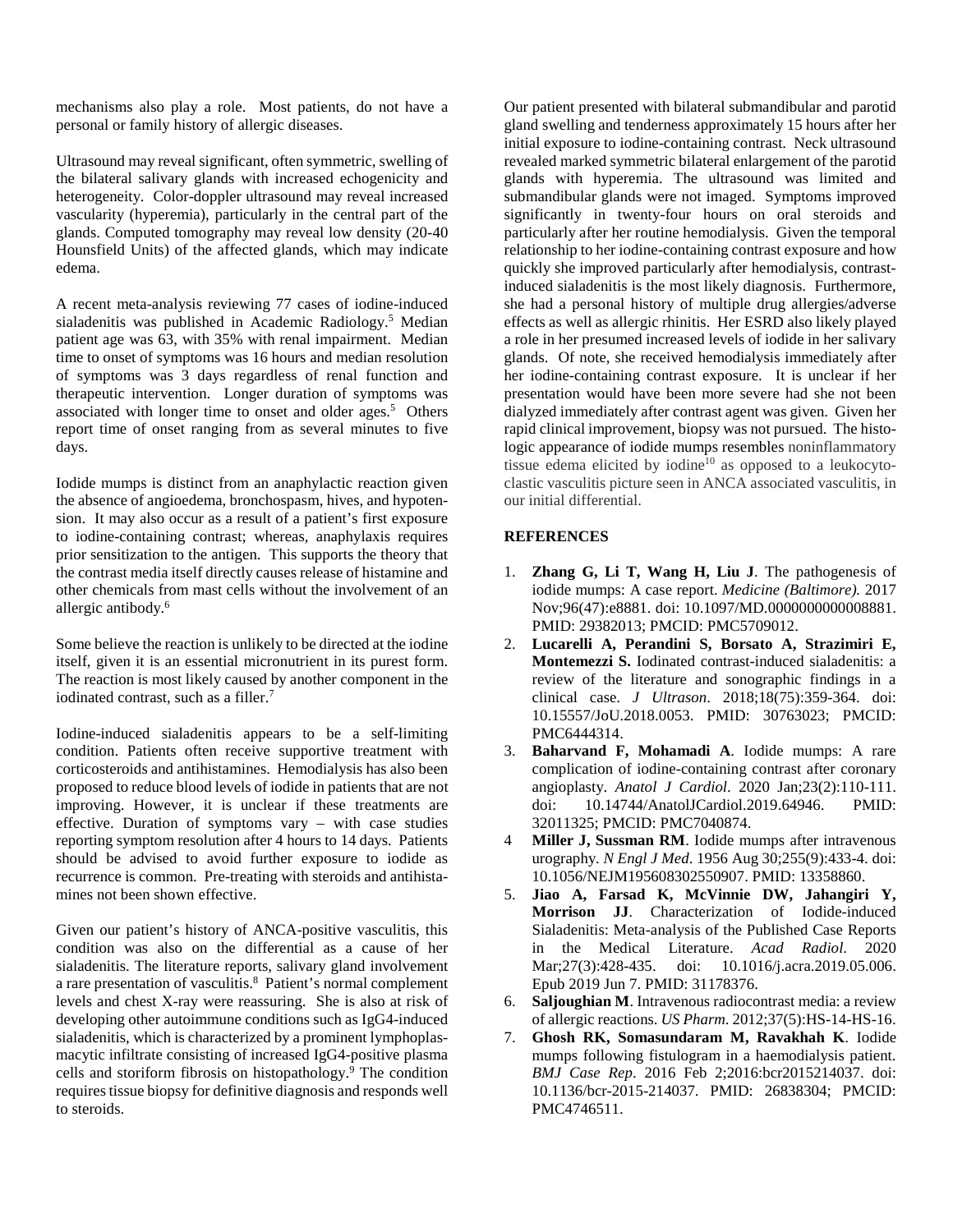mechanisms also play a role. Most patients, do not have a personal or family history of allergic diseases.

Ultrasound may reveal significant, often symmetric, swelling of the bilateral salivary glands with increased echogenicity and heterogeneity. Color-doppler ultrasound may reveal increased vascularity (hyperemia), particularly in the central part of the glands. Computed tomography may reveal low density (20-40 Hounsfield Units) of the affected glands, which may indicate edema.

A recent meta-analysis reviewing 77 cases of iodine-induced sialadenitis was published in Academic Radiology.[5] Median patient age was 63, with 35% with renal impairment. Median time to onset of symptoms was 16 hours and median resolution of symptoms was 3 days regardless of renal function and therapeutic intervention. Longer duration of symptoms was associated with longer time to onset and older ages.[5] Others report time of onset ranging from as several minutes to five days.

Iodide mumps is distinct from an anaphylactic reaction given the absence of angioedema, bronchospasm, hives, and hypotension. It may also occur as a result of a patient's first exposure to iodine-containing contrast; whereas, anaphylaxis requires prior sensitization to the antigen. This supports the theory that the contrast media itself directly causes release of histamine and other chemicals from mast cells without the involvement of an allergic antibody.[6]

Some believe the reaction is unlikely to be directed at the iodine itself, given it is an essential micronutrient in its purest form. The reaction is most likely caused by another component in the iodinated contrast, such as a filler.[7]

Iodine-induced sialadenitis appears to be a self-limiting condition. Patients often receive supportive treatment with corticosteroids and antihistamines. Hemodialysis has also been proposed to reduce blood levels of iodide in patients that are not improving. However, it is unclear if these treatments are effective. Duration of symptoms vary – with case studies reporting symptom resolution after 4 hours to 14 days. Patients should be advised to avoid further exposure to iodide as recurrence is common. Pre-treating with steroids and antihistamines not been shown effective.

Given our patient's history of ANCA-positive vasculitis, this condition was also on the differential as a cause of her sialadenitis. The literature reports, salivary gland involvement a rare presentation of vasculitis.[8] Patient's normal complement levels and chest X-ray were reassuring. She is also at risk of developing other autoimmune conditions such as IgG4-induced sialadenitis, which is characterized by a prominent lymphoplasmacytic infiltrate consisting of increased IgG4-positive plasma cells and storiform fibrosis on histopathology.[9] The condition requires tissue biopsy for definitive diagnosis and responds well to steroids.

Our patient presented with bilateral submandibular and parotid gland swelling and tenderness approximately 15 hours after her initial exposure to iodine-containing contrast. Neck ultrasound revealed marked symmetric bilateral enlargement of the parotid glands with hyperemia. The ultrasound was limited and submandibular glands were not imaged. Symptoms improved significantly in twenty-four hours on oral steroids and particularly after her routine hemodialysis. Given the temporal relationship to her iodine-containing contrast exposure and how quickly she improved particularly after hemodialysis, contrast-induced sialadenitis is the most likely diagnosis. Furthermore, she had a personal history of multiple drug allergies/adverse effects as well as allergic rhinitis. Her ESRD also likely played a role in her presumed increased levels of iodide in her salivary glands. Of note, she received hemodialysis immediately after her iodine-containing contrast exposure. It is unclear if her presentation would have been more severe had she not been dialyzed immediately after contrast agent was given. Given her rapid clinical improvement, biopsy was not pursued. The histologic appearance of iodide mumps resembles noninflammatory tissue edema elicited by iodine[10] as opposed to a leukocytoclastic vasculitis picture seen in ANCA associated vasculitis, in our initial differential.

## REFERENCES

1. **Zhang G, Li T, Wang H, Liu J**. The pathogenesis of iodide mumps: A case report. *Medicine (Baltimore).* 2017 Nov;96(47):e8881. doi: 10.1097/MD.0000000000008881. PMID: 29382013; PMCID: PMC5709012.
2. **Lucarelli A, Perandini S, Borsato A, Strazimiri E, Montemezzi S.** Iodinated contrast-induced sialadenitis: a review of the literature and sonographic findings in a clinical case. *J Ultrason*. 2018;18(75):359-364. doi: 10.15557/JoU.2018.0053. PMID: 30763023; PMCID: PMC6444314.
3. **Baharvand F, Mohamadi A**. Iodide mumps: A rare complication of iodine-containing contrast after coronary angioplasty. *Anatol J Cardiol*. 2020 Jan;23(2):110-111. doi: 10.14744/AnatolJCardiol.2019.64946. PMID: 32011325; PMCID: PMC7040874.
4. **Miller J, Sussman RM**. Iodide mumps after intravenous urography. *N Engl J Med*. 1956 Aug 30;255(9):433-4. doi: 10.1056/NEJM195608302550907. PMID: 13358860.
5. **Jiao A, Farsad K, McVinnie DW, Jahangiri Y, Morrison JJ**. Characterization of Iodide-induced Sialadenitis: Meta-analysis of the Published Case Reports in the Medical Literature. *Acad Radiol.* 2020 Mar;27(3):428-435. doi: 10.1016/j.acra.2019.05.006. Epub 2019 Jun 7. PMID: 31178376.
6. **Saljoughian M**. Intravenous radiocontrast media: a review of allergic reactions. *US Pharm*. 2012;37(5):HS-14-HS-16.
7. **Ghosh RK, Somasundaram M, Ravakhah K**. Iodide mumps following fistulogram in a haemodialysis patient. *BMJ Case Rep*. 2016 Feb 2;2016:bcr2015214037. doi: 10.1136/bcr-2015-214037. PMID: 26838304; PMCID: PMC4746511.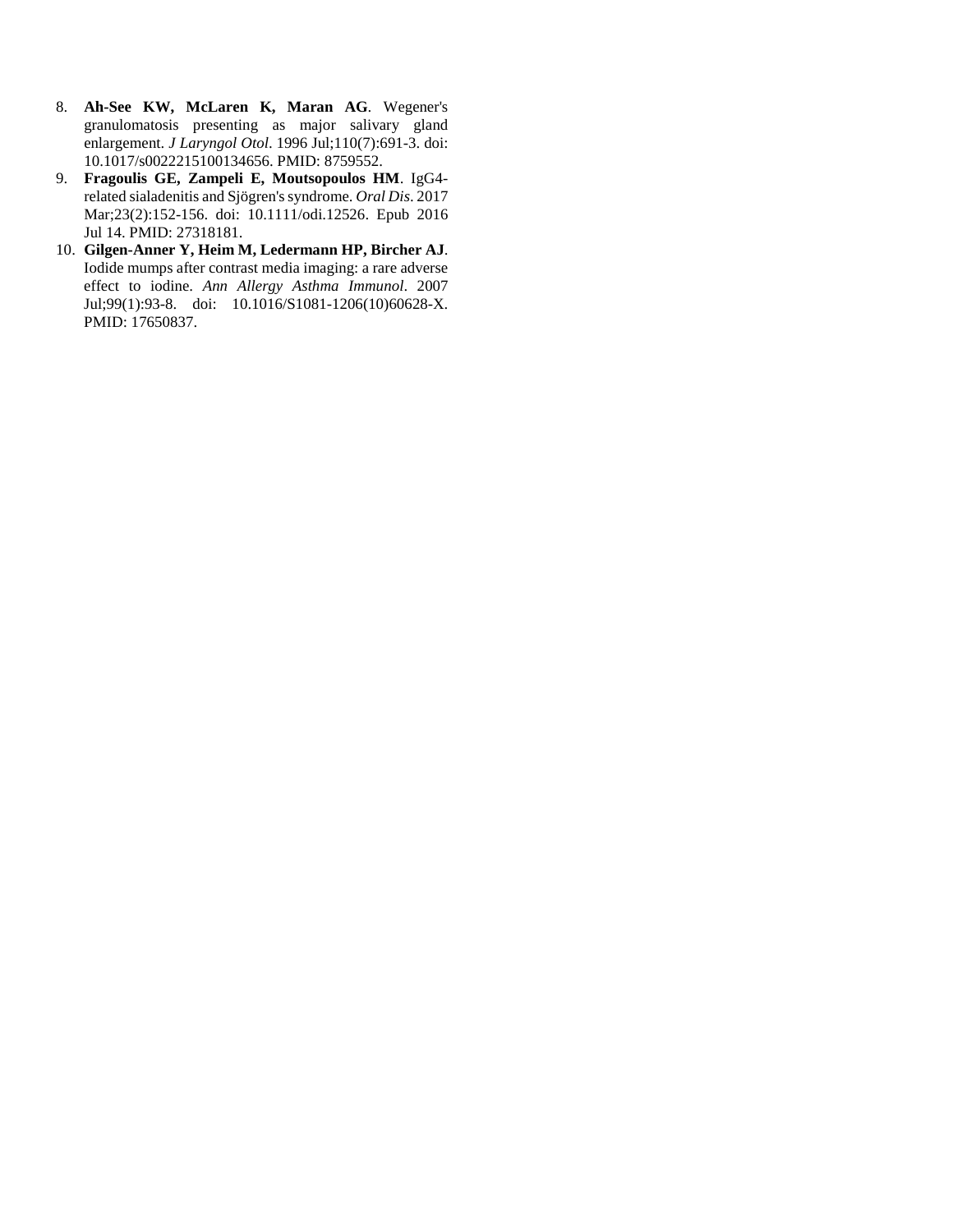8. **Ah-See KW, McLaren K, Maran AG**. Wegener's granulomatosis presenting as major salivary gland enlargement. *J Laryngol Otol*. 1996 Jul;110(7):691-3. doi: 10.1017/s0022215100134656. PMID: 8759552.
9. **Fragoulis GE, Zampeli E, Moutsopoulos HM**. IgG4-related sialadenitis and Sjögren's syndrome. *Oral Dis*. 2017 Mar;23(2):152-156. doi: 10.1111/odi.12526. Epub 2016 Jul 14. PMID: 27318181.
10. **Gilgen-Anner Y, Heim M, Ledermann HP, Bircher AJ**. Iodide mumps after contrast media imaging: a rare adverse effect to iodine. *Ann Allergy Asthma Immunol*. 2007 Jul;99(1):93-8. doi: 10.1016/S1081-1206(10)60628-X. PMID: 17650837.